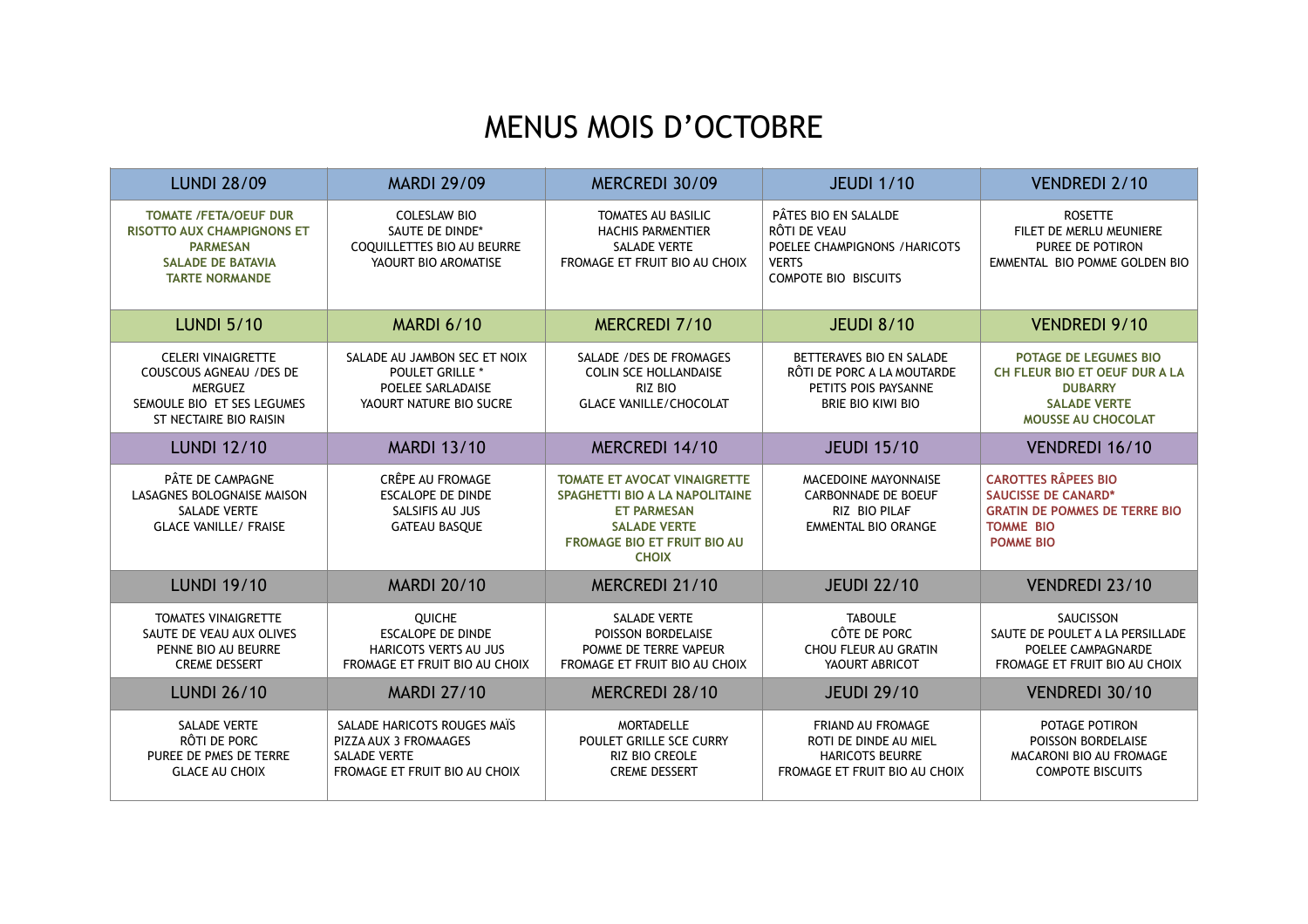# MENUS MOIS D'OCTOBRE

| LUNDI 28/09 | MARDI 29/09 | MERCREDI 30/09 | JEUDI 1/10 | VENDREDI 2/10 |
|---|---|---|---|---|
| **TOMATE /FETA/OEUF DUR**<br>**RISOTTO AUX CHAMPIGNONS ET PARMESAN**<br>**SALADE DE BATAVIA**<br>**TARTE NORMANDE** | COLESLAW BIO<br>SAUTE DE DINDE*<br>COQUILLETTES BIO AU BEURRE<br>YAOURT BIO AROMATISE | TOMATES AU BASILIC<br>HACHIS PARMENTIER<br>SALADE VERTE<br>FROMAGE ET FRUIT BIO AU CHOIX | PÂTES BIO EN SALALDE<br>RÔTI DE VEAU<br>POELEE CHAMPIGNONS /HARICOTS VERTS<br>COMPOTE BIO BISCUITS | ROSETTE<br>FILET DE MERLU MEUNIERE<br>PUREE DE POTIRON<br>EMMENTAL BIO POMME GOLDEN BIO |
| **LUNDI 5/10** | **MARDI 6/10** | **MERCREDI 7/10** | **JEUDI 8/10** | **VENDREDI 9/10** |
| CELERI VINAIGRETTE<br>COUSCOUS AGNEAU /DES DE MERGUEZ<br>SEMOULE BIO ET SES LEGUMES<br>ST NECTAIRE BIO RAISIN | SALADE AU JAMBON SEC ET NOIX<br>POULET GRILLE *<br>POELEE SARLADAISE<br>YAOURT NATURE BIO SUCRE | SALADE /DES DE FROMAGES<br>COLIN SCE HOLLANDAISE<br>RIZ BIO<br>GLACE VANILLE/CHOCOLAT | BETTERAVES BIO EN SALADE<br>RÔTI DE PORC A LA MOUTARDE<br>PETITS POIS PAYSANNE<br>BRIE BIO KIWI BIO | **POTAGE DE LEGUMES BIO**<br>**CH FLEUR BIO ET OEUF DUR A LA DUBARRY**<br>**SALADE VERTE**<br>**MOUSSE AU CHOCOLAT** |
| **LUNDI 12/10** | **MARDI 13/10** | **MERCREDI 14/10** | **JEUDI 15/10** | **VENDREDI 16/10** |
| PÂTE DE CAMPAGNE<br>LASAGNES BOLOGNAISE MAISON<br>SALADE VERTE<br>GLACE VANILLE/ FRAISE | CRÊPE AU FROMAGE<br>ESCALOPE DE DINDE<br>SALSIFIS AU JUS<br>GATEAU BASQUE | **TOMATE ET AVOCAT VINAIGRETTE**<br>**SPAGHETTI BIO A LA NAPOLITAINE ET PARMESAN**<br>**SALADE VERTE**<br>**FROMAGE BIO ET FRUIT BIO AU CHOIX** | MACEDOINE MAYONNAISE<br>CARBONNADE DE BOEUF<br>RIZ BIO PILAF<br>EMMENTAL BIO ORANGE | **CAROTTES RÂPEES BIO**<br>**SAUCISSE DE CANARD***<br>**GRATIN DE POMMES DE TERRE BIO**<br>**TOMME BIO**<br>**POMME BIO** |
| **LUNDI 19/10** | **MARDI 20/10** | **MERCREDI 21/10** | **JEUDI 22/10** | **VENDREDI 23/10** |
| TOMATES VINAIGRETTE<br>SAUTE DE VEAU AUX OLIVES<br>PENNE BIO AU BEURRE<br>CREME DESSERT | QUICHE<br>ESCALOPE DE DINDE<br>HARICOTS VERTS AU JUS<br>FROMAGE ET FRUIT BIO AU CHOIX | SALADE VERTE<br>POISSON BORDELAISE<br>POMME DE TERRE VAPEUR<br>FROMAGE ET FRUIT BIO AU CHOIX | TABOULE<br>CÔTE DE PORC<br>CHOU FLEUR AU GRATIN<br>YAOURT ABRICOT | SAUCISSON<br>SAUTE DE POULET A LA PERSILLADE<br>POELEE CAMPAGNARDE<br>FROMAGE ET FRUIT BIO AU CHOIX |
| **LUNDI 26/10** | **MARDI 27/10** | **MERCREDI 28/10** | **JEUDI 29/10** | **VENDREDI 30/10** |
| SALADE VERTE<br>RÔTI DE PORC<br>PUREE DE PMES DE TERRE<br>GLACE AU CHOIX | SALADE HARICOTS ROUGES MAÏS<br>PIZZA AUX 3 FROMAAGES<br>SALADE VERTE<br>FROMAGE ET FRUIT BIO AU CHOIX | MORTADELLE<br>POULET GRILLE SCE CURRY<br>RIZ BIO CREOLE<br>CREME DESSERT | FRIAND AU FROMAGE<br>ROTI DE DINDE AU MIEL<br>HARICOTS BEURRE<br>FROMAGE ET FRUIT BIO AU CHOIX | POTAGE POTIRON<br>POISSON BORDELAISE<br>MACARONI BIO AU FROMAGE<br>COMPOTE BISCUITS |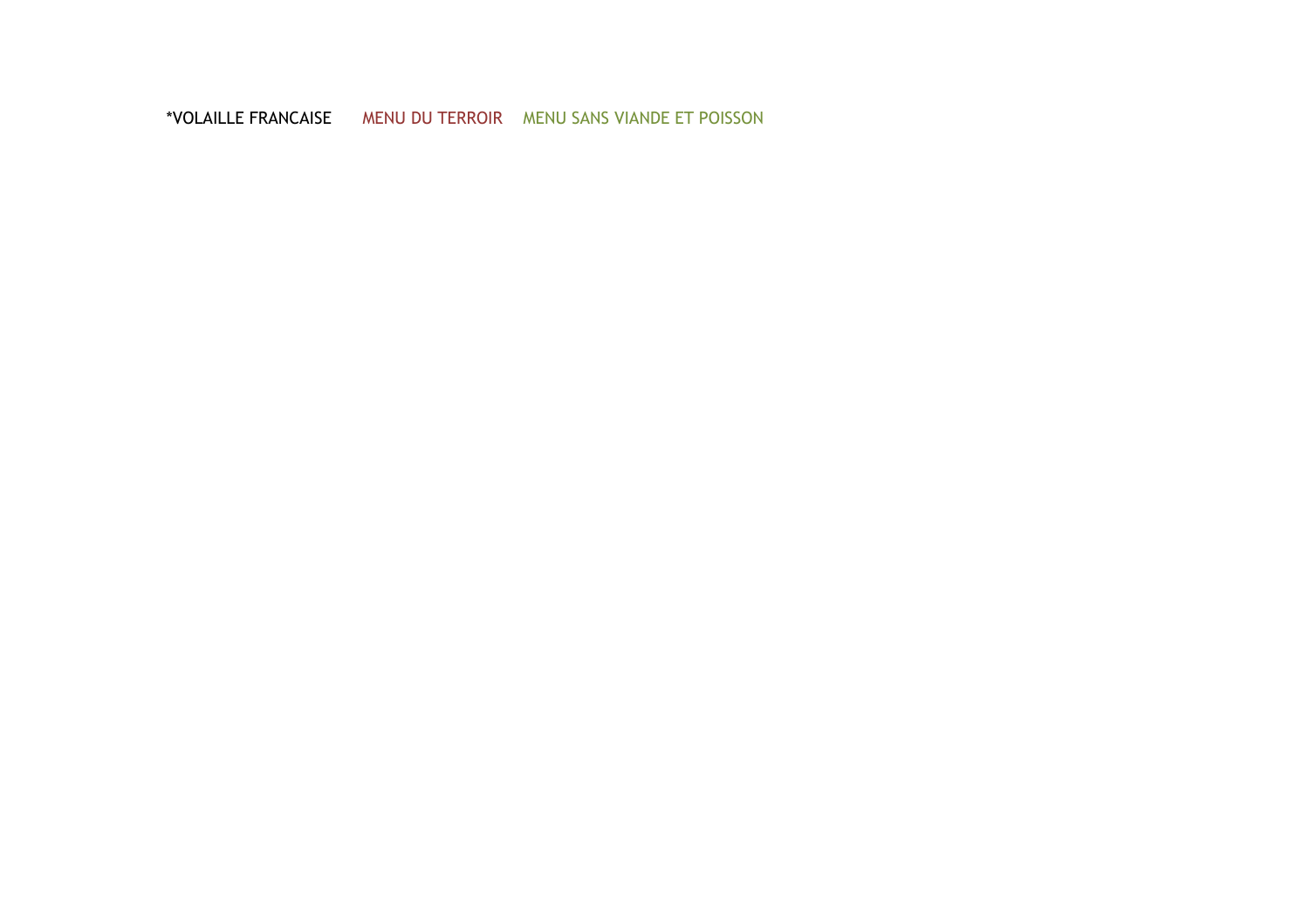*VOLAILLE FRANCAISE MENU DU TERROIR MENU SANS VIANDE ET POISSON